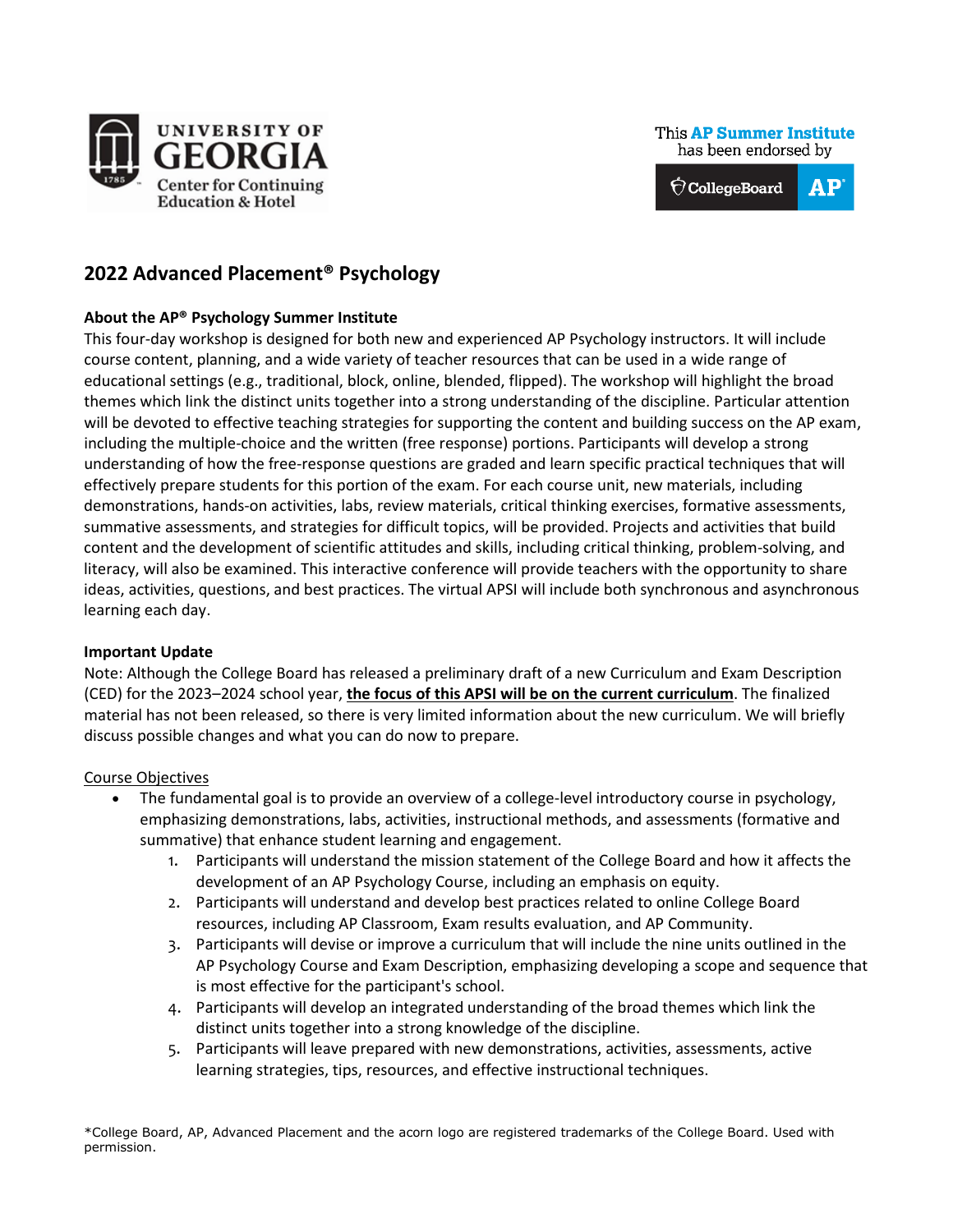UNIVERSITY OF GEORGIA
Center for Continuing Education & Hotel

This **AP Summer Institute** has been endorsed by CollegeBoard AP

# 2022 Advanced Placement® Psychology

**About the AP® Psychology Summer Institute**

This four-day workshop is designed for both new and experienced AP Psychology instructors. It will include course content, planning, and a wide variety of teacher resources that can be used in a wide range of educational settings (e.g., traditional, block, online, blended, flipped). The workshop will highlight the broad themes which link the distinct units together into a strong understanding of the discipline. Particular attention will be devoted to effective teaching strategies for supporting the content and building success on the AP exam, including the multiple-choice and the written (free response) portions. Participants will develop a strong understanding of how the free-response questions are graded and learn specific practical techniques that will effectively prepare students for this portion of the exam. For each course unit, new materials, including demonstrations, hands-on activities, labs, review materials, critical thinking exercises, formative assessments, summative assessments, and strategies for difficult topics, will be provided. Projects and activities that build content and the development of scientific attitudes and skills, including critical thinking, problem-solving, and literacy, will also be examined. This interactive conference will provide teachers with the opportunity to share ideas, activities, questions, and best practices. The virtual APSI will include both synchronous and asynchronous learning each day.

**Important Update**

Note: Although the College Board has released a preliminary draft of a new Curriculum and Exam Description (CED) for the 2023–2024 school year, **the focus of this APSI will be on the current curriculum**. The finalized material has not been released, so there is very limited information about the new curriculum. We will briefly discuss possible changes and what you can do now to prepare.

Course Objectives

- The fundamental goal is to provide an overview of a college-level introductory course in psychology, emphasizing demonstrations, labs, activities, instructional methods, and assessments (formative and summative) that enhance student learning and engagement.
  1. Participants will understand the mission statement of the College Board and how it affects the development of an AP Psychology Course, including an emphasis on equity.
  2. Participants will understand and develop best practices related to online College Board resources, including AP Classroom, Exam results evaluation, and AP Community.
  3. Participants will devise or improve a curriculum that will include the nine units outlined in the AP Psychology Course and Exam Description, emphasizing developing a scope and sequence that is most effective for the participant's school.
  4. Participants will develop an integrated understanding of the broad themes which link the distinct units together into a strong knowledge of the discipline.
  5. Participants will leave prepared with new demonstrations, activities, assessments, active learning strategies, tips, resources, and effective instructional techniques.

*College Board, AP, Advanced Placement and the acorn logo are registered trademarks of the College Board. Used with permission.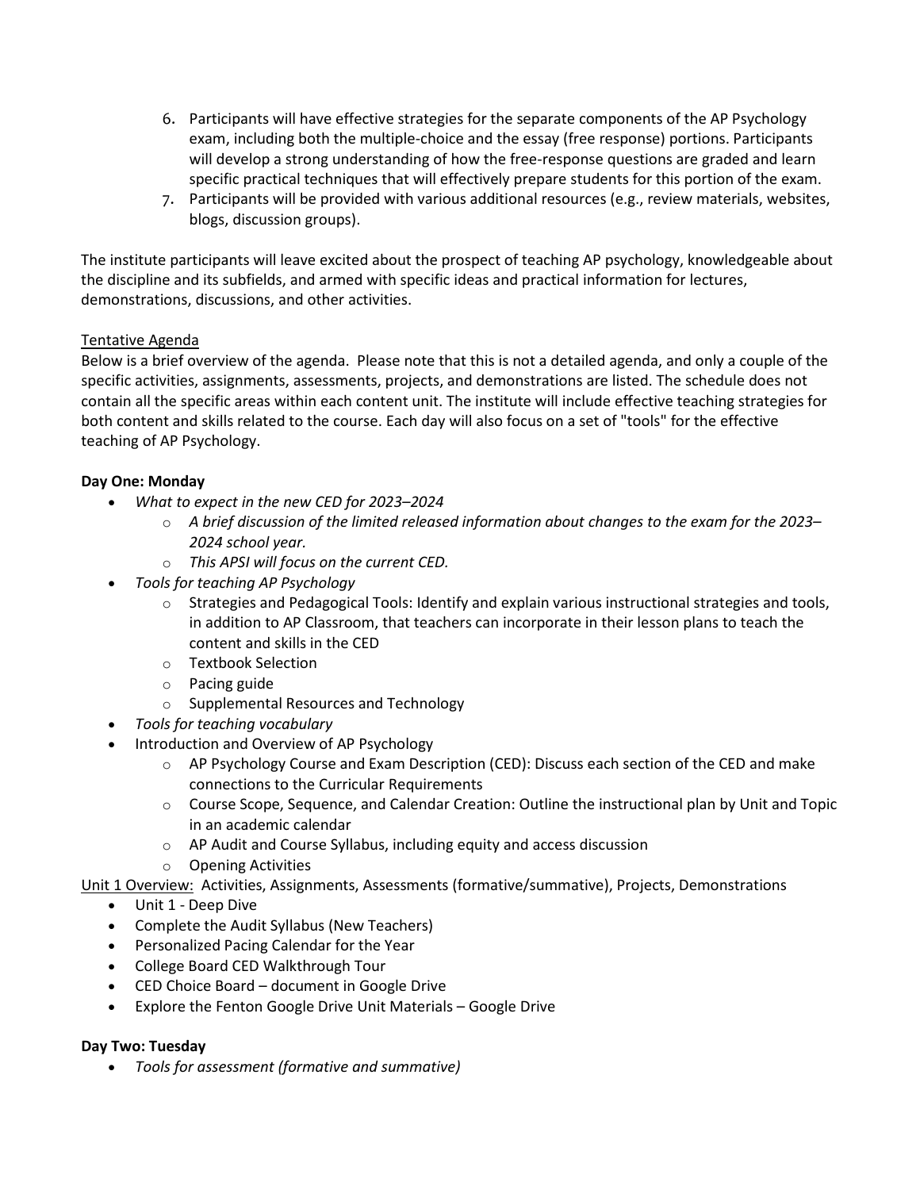6. Participants will have effective strategies for the separate components of the AP Psychology exam, including both the multiple-choice and the essay (free response) portions. Participants will develop a strong understanding of how the free-response questions are graded and learn specific practical techniques that will effectively prepare students for this portion of the exam.
7. Participants will be provided with various additional resources (e.g., review materials, websites, blogs, discussion groups).

The institute participants will leave excited about the prospect of teaching AP psychology, knowledgeable about the discipline and its subfields, and armed with specific ideas and practical information for lectures, demonstrations, discussions, and other activities.

<u>Tentative Agenda</u>

Below is a brief overview of the agenda. Please note that this is not a detailed agenda, and only a couple of the specific activities, assignments, assessments, projects, and demonstrations are listed. The schedule does not contain all the specific areas within each content unit. The institute will include effective teaching strategies for both content and skills related to the course. Each day will also focus on a set of "tools" for the effective teaching of AP Psychology.

**Day One: Monday**

- *What to expect in the new CED for 2023–2024*
  - *A brief discussion of the limited released information about changes to the exam for the 2023–2024 school year.*
  - *This APSI will focus on the current CED.*
- *Tools for teaching AP Psychology*
  - Strategies and Pedagogical Tools: Identify and explain various instructional strategies and tools, in addition to AP Classroom, that teachers can incorporate in their lesson plans to teach the content and skills in the CED
  - Textbook Selection
  - Pacing guide
  - Supplemental Resources and Technology
- *Tools for teaching vocabulary*
- Introduction and Overview of AP Psychology
  - AP Psychology Course and Exam Description (CED): Discuss each section of the CED and make connections to the Curricular Requirements
  - Course Scope, Sequence, and Calendar Creation: Outline the instructional plan by Unit and Topic in an academic calendar
  - AP Audit and Course Syllabus, including equity and access discussion
  - Opening Activities

<u>Unit 1 Overview:</u> Activities, Assignments, Assessments (formative/summative), Projects, Demonstrations

- Unit 1 - Deep Dive
- Complete the Audit Syllabus (New Teachers)
- Personalized Pacing Calendar for the Year
- College Board CED Walkthrough Tour
- CED Choice Board – document in Google Drive
- Explore the Fenton Google Drive Unit Materials – Google Drive

**Day Two: Tuesday**

- *Tools for assessment (formative and summative)*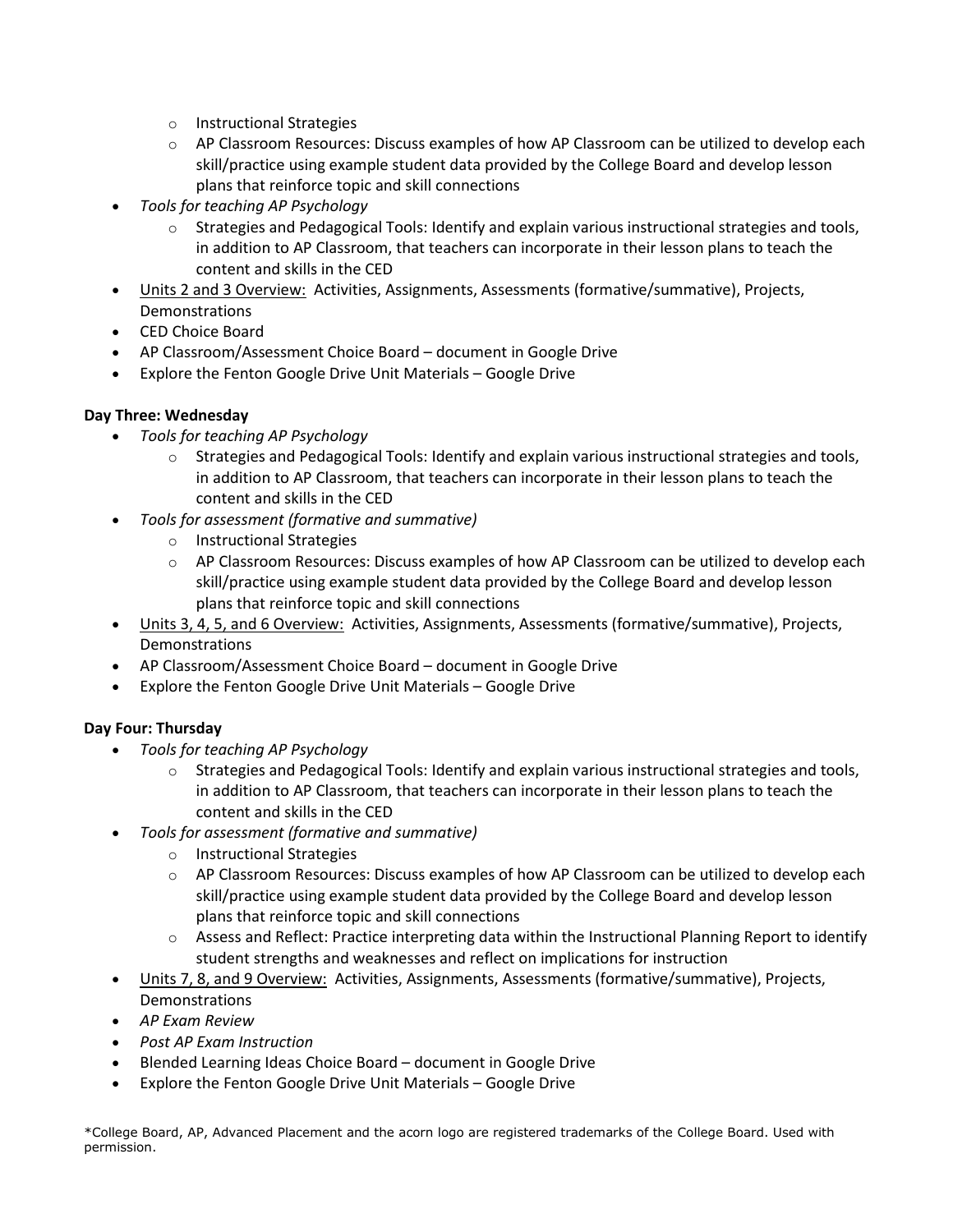- Instructional Strategies
  - AP Classroom Resources: Discuss examples of how AP Classroom can be utilized to develop each skill/practice using example student data provided by the College Board and develop lesson plans that reinforce topic and skill connections
- *Tools for teaching AP Psychology*
  - Strategies and Pedagogical Tools: Identify and explain various instructional strategies and tools, in addition to AP Classroom, that teachers can incorporate in their lesson plans to teach the content and skills in the CED
- <u>Units 2 and 3 Overview:</u> Activities, Assignments, Assessments (formative/summative), Projects, Demonstrations
- CED Choice Board
- AP Classroom/Assessment Choice Board – document in Google Drive
- Explore the Fenton Google Drive Unit Materials – Google Drive

**Day Three: Wednesday**

- *Tools for teaching AP Psychology*
  - Strategies and Pedagogical Tools: Identify and explain various instructional strategies and tools, in addition to AP Classroom, that teachers can incorporate in their lesson plans to teach the content and skills in the CED
- *Tools for assessment (formative and summative)*
  - Instructional Strategies
  - AP Classroom Resources: Discuss examples of how AP Classroom can be utilized to develop each skill/practice using example student data provided by the College Board and develop lesson plans that reinforce topic and skill connections
- <u>Units 3, 4, 5, and 6 Overview:</u> Activities, Assignments, Assessments (formative/summative), Projects, Demonstrations
- AP Classroom/Assessment Choice Board – document in Google Drive
- Explore the Fenton Google Drive Unit Materials – Google Drive

**Day Four: Thursday**

- *Tools for teaching AP Psychology*
  - Strategies and Pedagogical Tools: Identify and explain various instructional strategies and tools, in addition to AP Classroom, that teachers can incorporate in their lesson plans to teach the content and skills in the CED
- *Tools for assessment (formative and summative)*
  - Instructional Strategies
  - AP Classroom Resources: Discuss examples of how AP Classroom can be utilized to develop each skill/practice using example student data provided by the College Board and develop lesson plans that reinforce topic and skill connections
  - Assess and Reflect: Practice interpreting data within the Instructional Planning Report to identify student strengths and weaknesses and reflect on implications for instruction
- <u>Units 7, 8, and 9 Overview:</u> Activities, Assignments, Assessments (formative/summative), Projects, Demonstrations
- *AP Exam Review*
- *Post AP Exam Instruction*
- Blended Learning Ideas Choice Board – document in Google Drive
- Explore the Fenton Google Drive Unit Materials – Google Drive

*College Board, AP, Advanced Placement and the acorn logo are registered trademarks of the College Board. Used with permission.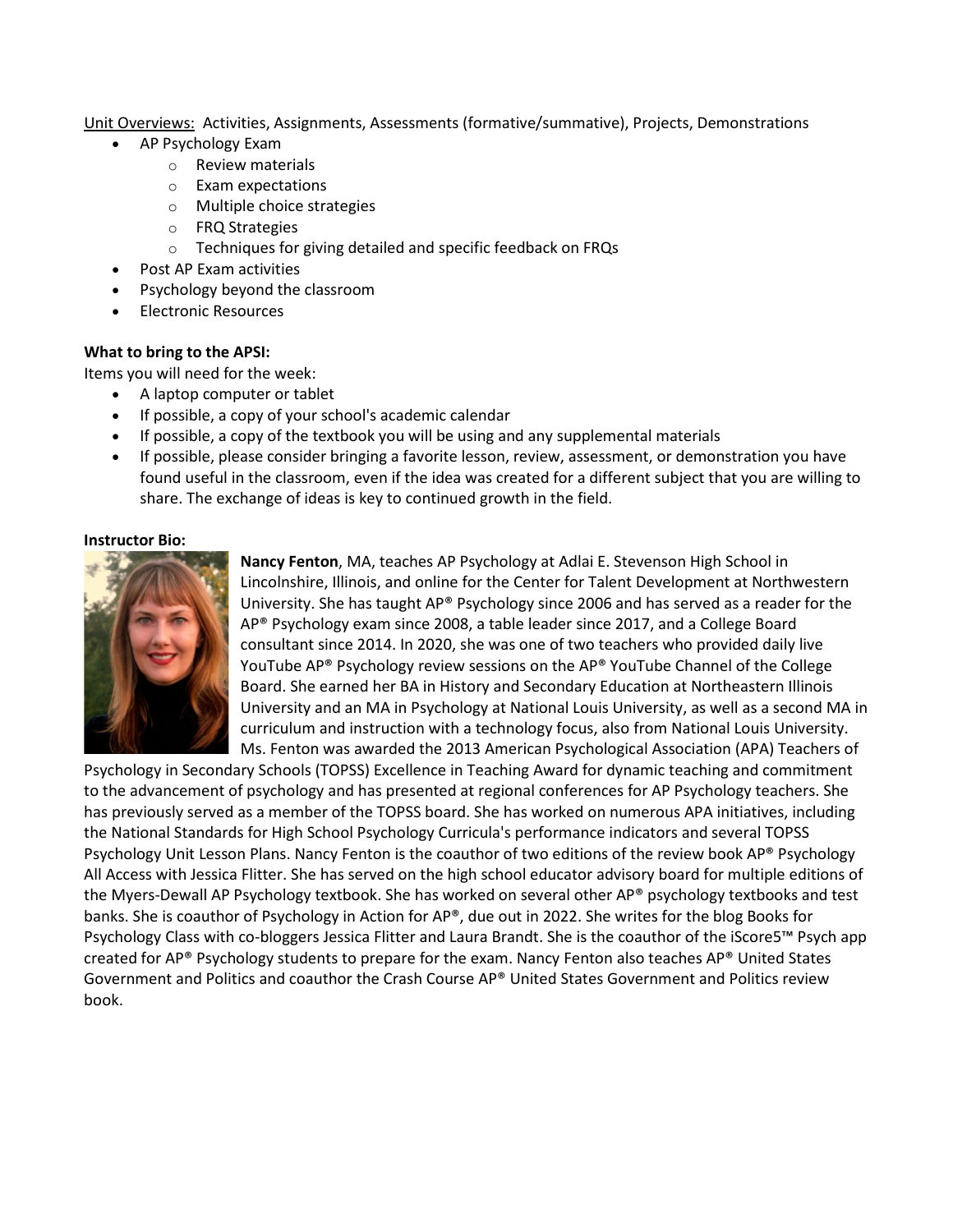Unit Overviews: Activities, Assignments, Assessments (formative/summative), Projects, Demonstrations

- AP Psychology Exam
  - Review materials
  - Exam expectations
  - Multiple choice strategies
  - FRQ Strategies
  - Techniques for giving detailed and specific feedback on FRQs
- Post AP Exam activities
- Psychology beyond the classroom
- Electronic Resources

**What to bring to the APSI:**

Items you will need for the week:

- A laptop computer or tablet
- If possible, a copy of your school's academic calendar
- If possible, a copy of the textbook you will be using and any supplemental materials
- If possible, please consider bringing a favorite lesson, review, assessment, or demonstration you have found useful in the classroom, even if the idea was created for a different subject that you are willing to share. The exchange of ideas is key to continued growth in the field.

**Instructor Bio:**

**Nancy Fenton**, MA, teaches AP Psychology at Adlai E. Stevenson High School in Lincolnshire, Illinois, and online for the Center for Talent Development at Northwestern University. She has taught AP® Psychology since 2006 and has served as a reader for the AP® Psychology exam since 2008, a table leader since 2017, and a College Board consultant since 2014. In 2020, she was one of two teachers who provided daily live YouTube AP® Psychology review sessions on the AP® YouTube Channel of the College Board. She earned her BA in History and Secondary Education at Northeastern Illinois University and an MA in Psychology at National Louis University, as well as a second MA in curriculum and instruction with a technology focus, also from National Louis University. Ms. Fenton was awarded the 2013 American Psychological Association (APA) Teachers of Psychology in Secondary Schools (TOPSS) Excellence in Teaching Award for dynamic teaching and commitment to the advancement of psychology and has presented at regional conferences for AP Psychology teachers. She has previously served as a member of the TOPSS board. She has worked on numerous APA initiatives, including the National Standards for High School Psychology Curricula's performance indicators and several TOPSS Psychology Unit Lesson Plans. Nancy Fenton is the coauthor of two editions of the review book AP® Psychology All Access with Jessica Flitter. She has served on the high school educator advisory board for multiple editions of the Myers-Dewall AP Psychology textbook. She has worked on several other AP® psychology textbooks and test banks. She is coauthor of Psychology in Action for AP®, due out in 2022. She writes for the blog Books for Psychology Class with co-bloggers Jessica Flitter and Laura Brandt. She is the coauthor of the iScore5™ Psych app created for AP® Psychology students to prepare for the exam. Nancy Fenton also teaches AP® United States Government and Politics and coauthor the Crash Course AP® United States Government and Politics review book.